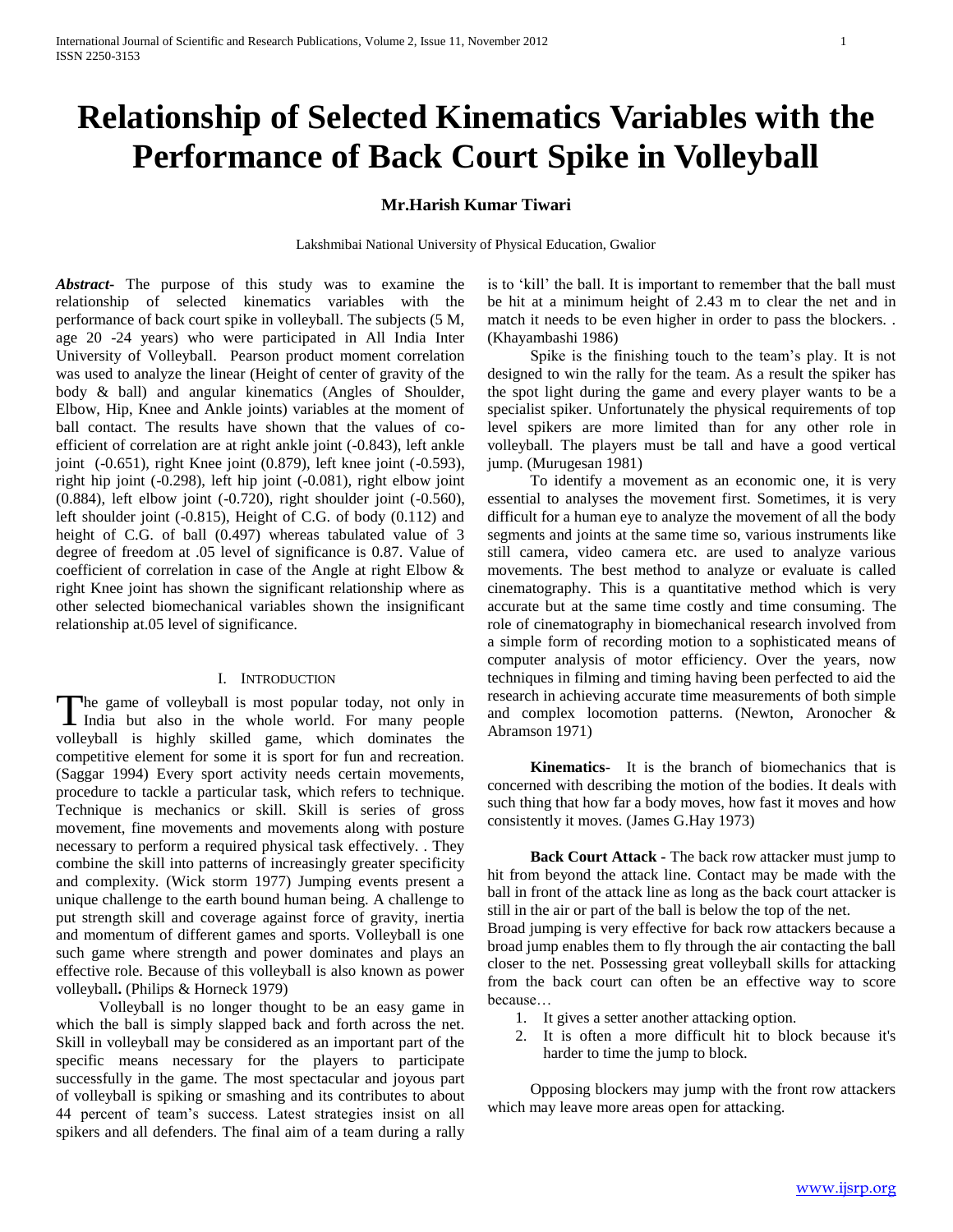# Relationship of Selected Kinematics Variables with the Performance of Back Court Spike in Volleyball

**Mr.Harish Kumar Tiwari**

Lakshmibai National University of Physical Education, Gwalior

***Abstract-*** The purpose of this study was to examine the relationship of selected kinematics variables with the performance of back court spike in volleyball. The subjects (5 M, age 20 -24 years) who were participated in All India Inter University of Volleyball. Pearson product moment correlation was used to analyze the linear (Height of center of gravity of the body & ball) and angular kinematics (Angles of Shoulder, Elbow, Hip, Knee and Ankle joints) variables at the moment of ball contact. The results have shown that the values of co-efficient of correlation are at right ankle joint (-0.843), left ankle joint (-0.651), right Knee joint (0.879), left knee joint (-0.593), right hip joint (-0.298), left hip joint (-0.081), right elbow joint (0.884), left elbow joint (-0.720), right shoulder joint (-0.560), left shoulder joint (-0.815), Height of C.G. of body (0.112) and height of C.G. of ball (0.497) whereas tabulated value of 3 degree of freedom at .05 level of significance is 0.87. Value of coefficient of correlation in case of the Angle at right Elbow & right Knee joint has shown the significant relationship where as other selected biomechanical variables shown the insignificant relationship at.05 level of significance.

## I. Introduction

The game of volleyball is most popular today, not only in India but also in the whole world. For many people volleyball is highly skilled game, which dominates the competitive element for some it is sport for fun and recreation. (Saggar 1994) Every sport activity needs certain movements, procedure to tackle a particular task, which refers to technique. Technique is mechanics or skill. Skill is series of gross movement, fine movements and movements along with posture necessary to perform a required physical task effectively. . They combine the skill into patterns of increasingly greater specificity and complexity. (Wick storm 1977) Jumping events present a unique challenge to the earth bound human being. A challenge to put strength skill and coverage against force of gravity, inertia and momentum of different games and sports. Volleyball is one such game where strength and power dominates and plays an effective role. Because of this volleyball is also known as power volleyball**.** (Philips & Horneck 1979)

Volleyball is no longer thought to be an easy game in which the ball is simply slapped back and forth across the net. Skill in volleyball may be considered as an important part of the specific means necessary for the players to participate successfully in the game. The most spectacular and joyous part of volleyball is spiking or smashing and its contributes to about 44 percent of team's success. Latest strategies insist on all spikers and all defenders. The final aim of a team during a rally is to 'kill' the ball. It is important to remember that the ball must be hit at a minimum height of 2.43 m to clear the net and in match it needs to be even higher in order to pass the blockers. . (Khayambashi 1986)

Spike is the finishing touch to the team's play. It is not designed to win the rally for the team. As a result the spiker has the spot light during the game and every player wants to be a specialist spiker. Unfortunately the physical requirements of top level spikers are more limited than for any other role in volleyball. The players must be tall and have a good vertical jump. (Murugesan 1981)

To identify a movement as an economic one, it is very essential to analyses the movement first. Sometimes, it is very difficult for a human eye to analyze the movement of all the body segments and joints at the same time so, various instruments like still camera, video camera etc. are used to analyze various movements. The best method to analyze or evaluate is called cinematography. This is a quantitative method which is very accurate but at the same time costly and time consuming. The role of cinematography in biomechanical research involved from a simple form of recording motion to a sophisticated means of computer analysis of motor efficiency. Over the years, now techniques in filming and timing having been perfected to aid the research in achieving accurate time measurements of both simple and complex locomotion patterns. (Newton, Aronocher & Abramson 1971)

**Kinematics**- It is the branch of biomechanics that is concerned with describing the motion of the bodies. It deals with such thing that how far a body moves, how fast it moves and how consistently it moves. (James G.Hay 1973)

**Back Court Attack -** The back row attacker must jump to hit from beyond the attack line. Contact may be made with the ball in front of the attack line as long as the back court attacker is still in the air or part of the ball is below the top of the net.

Broad jumping is very effective for back row attackers because a broad jump enables them to fly through the air contacting the ball closer to the net. Possessing great volleyball skills for attacking from the back court can often be an effective way to score because…

1. It gives a setter another attacking option.
2. It is often a more difficult hit to block because it's harder to time the jump to block.

Opposing blockers may jump with the front row attackers which may leave more areas open for attacking.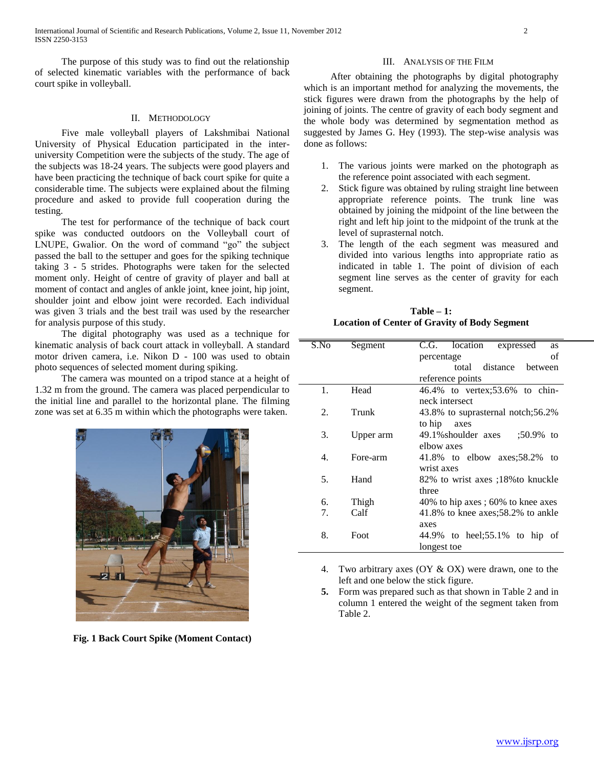The purpose of this study was to find out the relationship of selected kinematic variables with the performance of back court spike in volleyball.

## II. Methodology

Five male volleyball players of Lakshmibai National University of Physical Education participated in the inter-university Competition were the subjects of the study. The age of the subjects was 18-24 years. The subjects were good players and have been practicing the technique of back court spike for quite a considerable time. The subjects were explained about the filming procedure and asked to provide full cooperation during the testing.

The test for performance of the technique of back court spike was conducted outdoors on the Volleyball court of LNUPE, Gwalior. On the word of command "go" the subject passed the ball to the settuper and goes for the spiking technique taking 3 - 5 strides. Photographs were taken for the selected moment only. Height of centre of gravity of player and ball at moment of contact and angles of ankle joint, knee joint, hip joint, shoulder joint and elbow joint were recorded. Each individual was given 3 trials and the best trail was used by the researcher for analysis purpose of this study.

The digital photography was used as a technique for kinematic analysis of back court attack in volleyball. A standard motor driven camera, i.e. Nikon D - 100 was used to obtain photo sequences of selected moment during spiking.

The camera was mounted on a tripod stance at a height of 1.32 m from the ground. The camera was placed perpendicular to the initial line and parallel to the horizontal plane. The filming zone was set at 6.35 m within which the photographs were taken.

**Fig. 1 Back Court Spike (Moment Contact)**

## III. Analysis of the Film

After obtaining the photographs by digital photography which is an important method for analyzing the movements, the stick figures were drawn from the photographs by the help of joining of joints. The centre of gravity of each body segment and the whole body was determined by segmentation method as suggested by James G. Hey (1993). The step-wise analysis was done as follows:

1. The various joints were marked on the photograph as the reference point associated with each segment.
2. Stick figure was obtained by ruling straight line between appropriate reference points. The trunk line was obtained by joining the midpoint of the line between the right and left hip joint to the midpoint of the trunk at the level of suprasternal notch.
3. The length of the each segment was measured and divided into various lengths into appropriate ratio as indicated in table 1. The point of division of each segment line serves as the center of gravity for each segment.

**Table – 1:**
**Location of Center of Gravity of Body Segment**

| S.No | Segment | C.G. location expressed as percentage of total distance between reference points |
|---|---|---|
| 1. | Head | 46.4% to vertex;53.6% to chin-neck intersect |
| 2. | Trunk | 43.8% to suprasternal notch;56.2% to hip axes |
| 3. | Upper arm | 49.1%shoulder axes ;50.9% to elbow axes |
| 4. | Fore-arm | 41.8% to elbow axes;58.2% to wrist axes |
| 5. | Hand | 82% to wrist axes ;18%to knuckle three |
| 6. | Thigh | 40% to hip axes ; 60% to knee axes |
| 7. | Calf | 41.8% to knee axes;58.2% to ankle axes |
| 8. | Foot | 44.9% to heel;55.1% to hip of longest toe |

4. Two arbitrary axes (OY & OX) were drawn, one to the left and one below the stick figure.
5. Form was prepared such as that shown in Table 2 and in column 1 entered the weight of the segment taken from Table 2.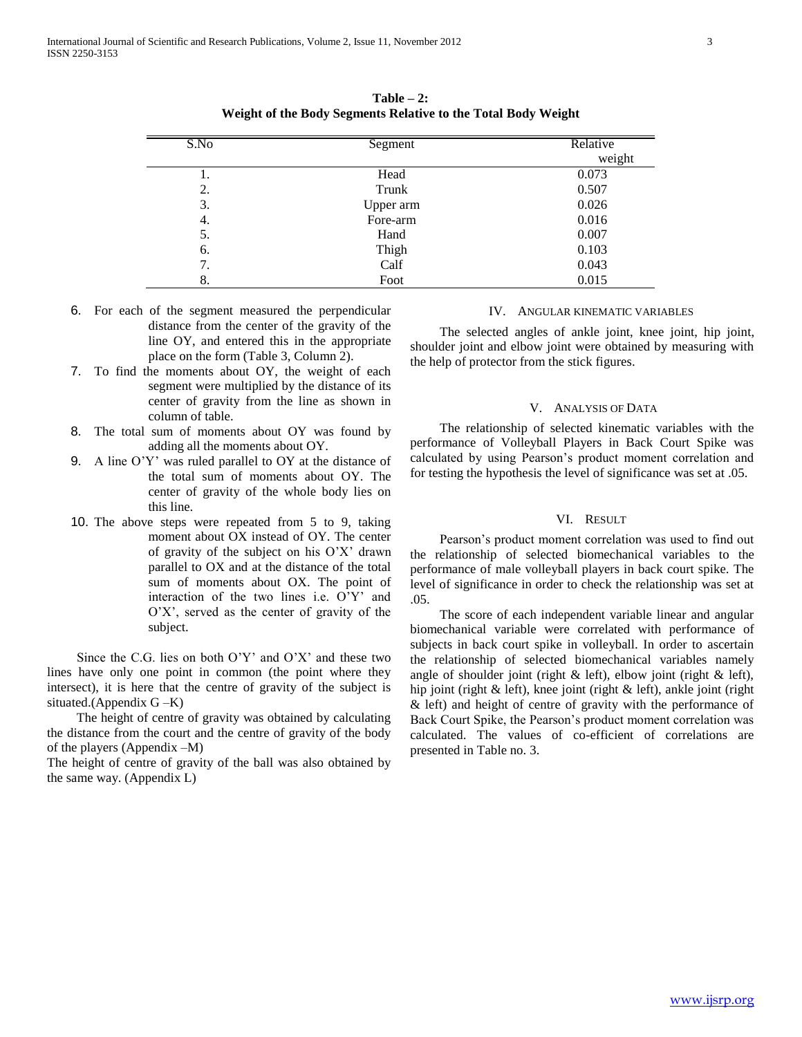**Table – 2:**
**Weight of the Body Segments Relative to the Total Body Weight**

| S.No | Segment | Relative weight |
|---|---|---|
| 1. | Head | 0.073 |
| 2. | Trunk | 0.507 |
| 3. | Upper arm | 0.026 |
| 4. | Fore-arm | 0.016 |
| 5. | Hand | 0.007 |
| 6. | Thigh | 0.103 |
| 7. | Calf | 0.043 |
| 8. | Foot | 0.015 |

6. For each of the segment measured the perpendicular distance from the center of the gravity of the line OY, and entered this in the appropriate place on the form (Table 3, Column 2).
7. To find the moments about OY, the weight of each segment were multiplied by the distance of its center of gravity from the line as shown in column of table.
8. The total sum of moments about OY was found by adding all the moments about OY.
9. A line O'Y' was ruled parallel to OY at the distance of the total sum of moments about OY. The center of gravity of the whole body lies on this line.
10. The above steps were repeated from 5 to 9, taking moment about OX instead of OY. The center of gravity of the subject on his O'X' drawn parallel to OX and at the distance of the total sum of moments about OX. The point of interaction of the two lines i.e. O'Y' and O'X', served as the center of gravity of the subject.

Since the C.G. lies on both O'Y' and O'X' and these two lines have only one point in common (the point where they intersect), it is here that the centre of gravity of the subject is situated.(Appendix G –K)

The height of centre of gravity was obtained by calculating the distance from the court and the centre of gravity of the body of the players (Appendix –M)

The height of centre of gravity of the ball was also obtained by the same way. (Appendix L)

## IV. Angular Kinematic Variables

The selected angles of ankle joint, knee joint, hip joint, shoulder joint and elbow joint were obtained by measuring with the help of protector from the stick figures.

## V. Analysis of Data

The relationship of selected kinematic variables with the performance of Volleyball Players in Back Court Spike was calculated by using Pearson's product moment correlation and for testing the hypothesis the level of significance was set at .05.

## VI. Result

Pearson's product moment correlation was used to find out the relationship of selected biomechanical variables to the performance of male volleyball players in back court spike. The level of significance in order to check the relationship was set at .05.

The score of each independent variable linear and angular biomechanical variable were correlated with performance of subjects in back court spike in volleyball. In order to ascertain the relationship of selected biomechanical variables namely angle of shoulder joint (right & left), elbow joint (right & left), hip joint (right & left), knee joint (right & left), ankle joint (right & left) and height of centre of gravity with the performance of Back Court Spike, the Pearson's product moment correlation was calculated. The values of co-efficient of correlations are presented in Table no. 3.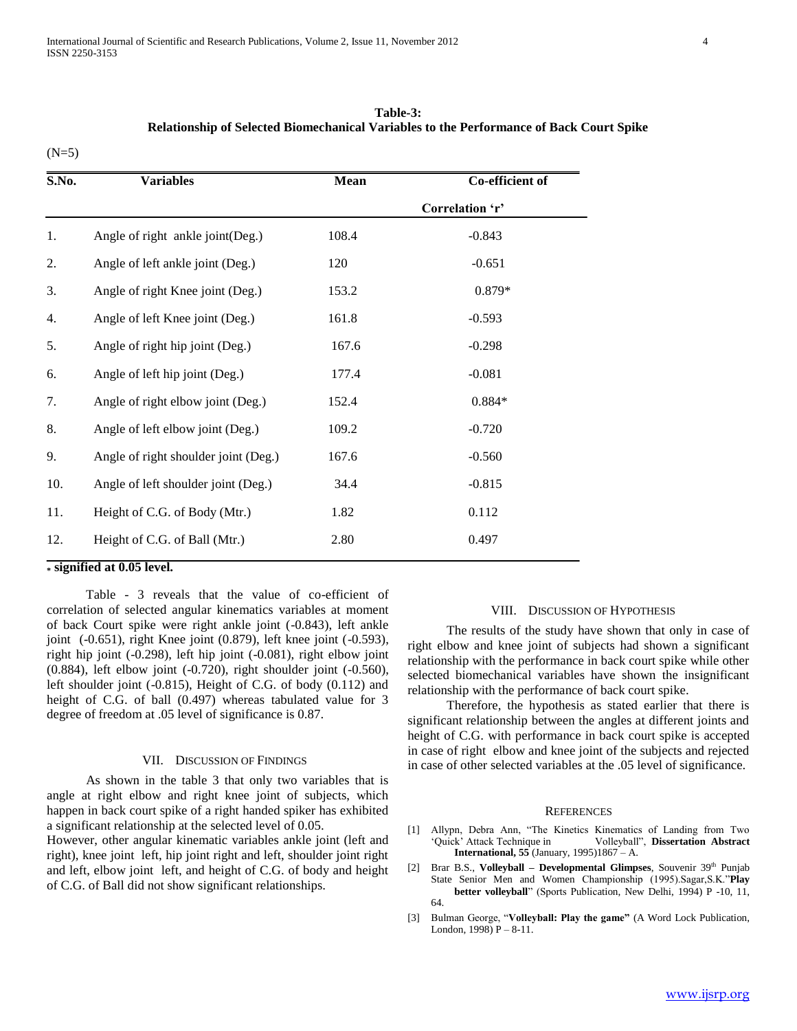**Table-3:**
**Relationship of Selected Biomechanical Variables to the Performance of Back Court Spike**

(N=5)

| S.No. | Variables | Mean | Co-efficient of Correlation 'r' |
|---|---|---|---|
| 1. | Angle of right ankle joint(Deg.) | 108.4 | -0.843 |
| 2. | Angle of left ankle joint (Deg.) | 120 | -0.651 |
| 3. | Angle of right Knee joint (Deg.) | 153.2 | 0.879* |
| 4. | Angle of left Knee joint (Deg.) | 161.8 | -0.593 |
| 5. | Angle of right hip joint (Deg.) | 167.6 | -0.298 |
| 6. | Angle of left hip joint (Deg.) | 177.4 | -0.081 |
| 7. | Angle of right elbow joint (Deg.) | 152.4 | 0.884* |
| 8. | Angle of left elbow joint (Deg.) | 109.2 | -0.720 |
| 9. | Angle of right shoulder joint (Deg.) | 167.6 | -0.560 |
| 10. | Angle of left shoulder joint (Deg.) | 34.4 | -0.815 |
| 11. | Height of C.G. of Body (Mtr.) | 1.82 | 0.112 |
| 12. | Height of C.G. of Ball (Mtr.) | 2.80 | 0.497 |

\* **signified at 0.05 level.**

Table - 3 reveals that the value of co-efficient of correlation of selected angular kinematics variables at moment of back Court spike were right ankle joint (-0.843), left ankle joint (-0.651), right Knee joint (0.879), left knee joint (-0.593), right hip joint (-0.298), left hip joint (-0.081), right elbow joint (0.884), left elbow joint (-0.720), right shoulder joint (-0.560), left shoulder joint (-0.815), Height of C.G. of body (0.112) and height of C.G. of ball (0.497) whereas tabulated value for 3 degree of freedom at .05 level of significance is 0.87.

## VII. Discussion of Findings

As shown in the table 3 that only two variables that is angle at right elbow and right knee joint of subjects, which happen in back court spike of a right handed spiker has exhibited a significant relationship at the selected level of 0.05.

However, other angular kinematic variables ankle joint (left and right), knee joint left, hip joint right and left, shoulder joint right and left, elbow joint left, and height of C.G. of body and height of C.G. of Ball did not show significant relationships.

## VIII. Discussion of Hypothesis

The results of the study have shown that only in case of right elbow and knee joint of subjects had shown a significant relationship with the performance in back court spike while other selected biomechanical variables have shown the insignificant relationship with the performance of back court spike.

Therefore, the hypothesis as stated earlier that there is significant relationship between the angles at different joints and height of C.G. with performance in back court spike is accepted in case of right elbow and knee joint of the subjects and rejected in case of other selected variables at the .05 level of significance.

## References

[1] Allypn, Debra Ann, "The Kinetics Kinematics of Landing from Two 'Quick' Attack Technique in Volleyball", **Dissertation Abstract International, 55** (January, 1995)1867 – A.

[2] Brar B.S., **Volleyball – Developmental Glimpses**, Souvenir 39th Punjab State Senior Men and Women Championship (1995).Sagar,S.K."**Play better volleyball**" (Sports Publication, New Delhi, 1994) P -10, 11, 64.

[3] Bulman George, "**Volleyball: Play the game"** (A Word Lock Publication, London, 1998) P – 8-11.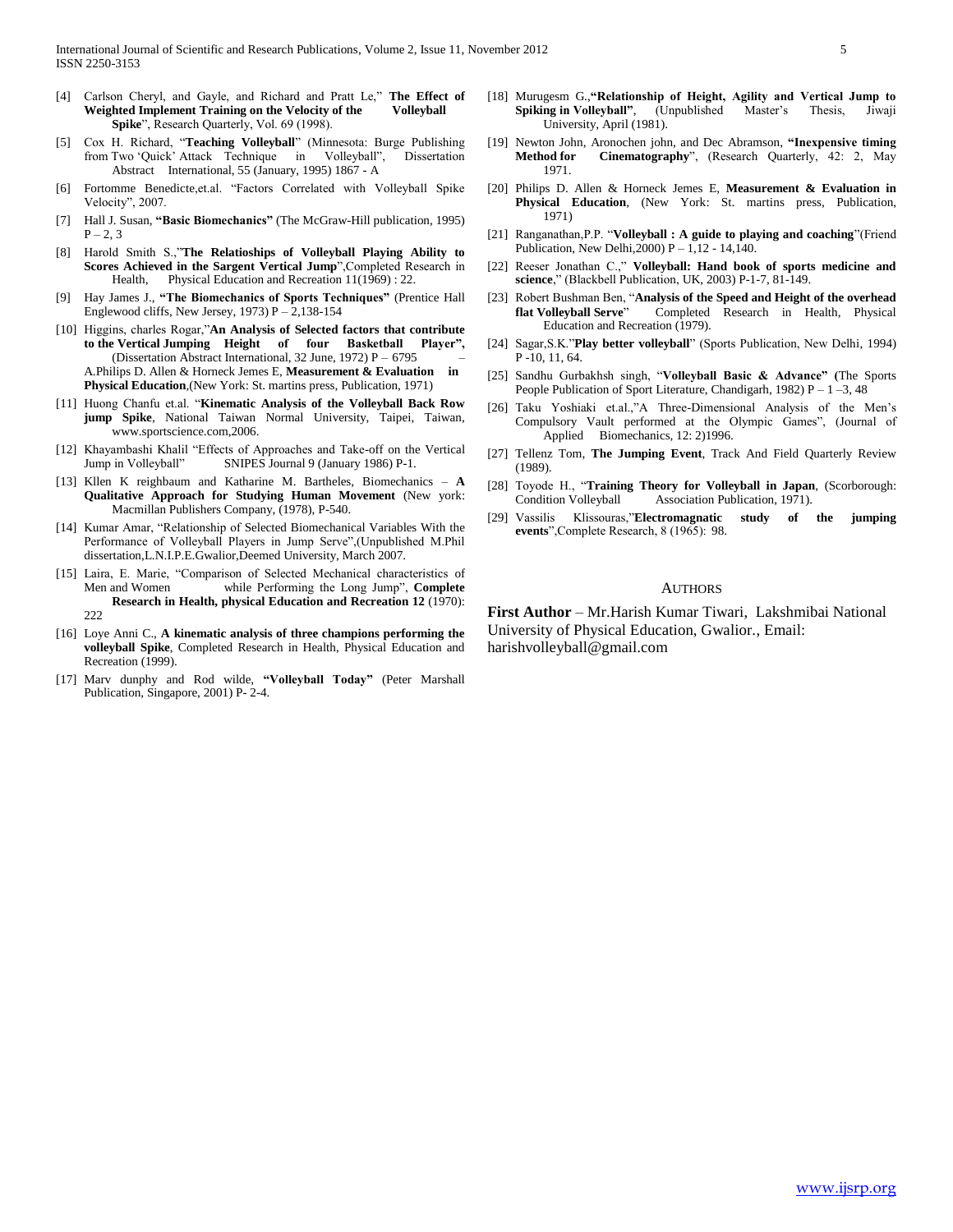[4] Carlson Cheryl, and Gayle, and Richard and Pratt Le," **The Effect of Weighted Implement Training on the Velocity of the Volleyball Spike**", Research Quarterly, Vol. 69 (1998).

[5] Cox H. Richard, "**Teaching Volleyball**" (Minnesota: Burge Publishing from Two 'Quick' Attack Technique in Volleyball", Dissertation Abstract International, 55 (January, 1995) 1867 - A

[6] Fortomme Benedicte,et.al. "Factors Correlated with Volleyball Spike Velocity", 2007.

[7] Hall J. Susan, **"Basic Biomechanics"** (The McGraw-Hill publication, 1995) P – 2, 3

[8] Harold Smith S.,"**The Relatioships of Volleyball Playing Ability to Scores Achieved in the Sargent Vertical Jump**",Completed Research in Health, Physical Education and Recreation 11(1969) : 22.

[9] Hay James J., **"The Biomechanics of Sports Techniques"** (Prentice Hall Englewood cliffs, New Jersey, 1973) P – 2,138-154

[10] Higgins, charles Rogar,"**An Analysis of Selected factors that contribute to the Vertical Jumping Height of four Basketball Player",** (Dissertation Abstract International, 32 June, 1972) P – 6795 – A.Philips D. Allen & Horneck Jemes E, **Measurement & Evaluation in Physical Education**,(New York: St. martins press, Publication, 1971)

[11] Huong Chanfu et.al. "**Kinematic Analysis of the Volleyball Back Row jump Spike**, National Taiwan Normal University, Taipei, Taiwan, www.sportscience.com,2006.

[12] Khayambashi Khalil "Effects of Approaches and Take-off on the Vertical Jump in Volleyball" SNIPES Journal 9 (January 1986) P-1.

[13] Kllen K reighbaum and Katharine M. Bartheles, Biomechanics – **A Qualitative Approach for Studying Human Movement** (New york: Macmillan Publishers Company, (1978), P-540.

[14] Kumar Amar, "Relationship of Selected Biomechanical Variables With the Performance of Volleyball Players in Jump Serve",(Unpublished M.Phil dissertation,L.N.I.P.E.Gwalior,Deemed University, March 2007.

[15] Laira, E. Marie, "Comparison of Selected Mechanical characteristics of Men and Women while Performing the Long Jump", **Complete Research in Health, physical Education and Recreation 12** (1970): 222

[16] Loye Anni C., **A kinematic analysis of three champions performing the volleyball Spike**, Completed Research in Health, Physical Education and Recreation (1999).

[17] Marv dunphy and Rod wilde, **"Volleyball Today"** (Peter Marshall Publication, Singapore, 2001) P- 2-4.

[18] Murugesm G.,**"Relationship of Height, Agility and Vertical Jump to Spiking in Volleyball"**, (Unpublished Master's Thesis, Jiwaji University, April (1981).

[19] Newton John, Aronochen john, and Dec Abramson, **"Inexpensive timing Method for Cinematography**", (Research Quarterly, 42: 2, May 1971.

[20] Philips D. Allen & Horneck Jemes E, **Measurement & Evaluation in Physical Education**, (New York: St. martins press, Publication, 1971)

[21] Ranganathan,P.P. "**Volleyball : A guide to playing and coaching**"(Friend Publication, New Delhi,2000) P – 1,12 - 14,140.

[22] Reeser Jonathan C.," **Volleyball: Hand book of sports medicine and science**," (Blackbell Publication, UK, 2003) P-1-7, 81-149.

[23] Robert Bushman Ben, "**Analysis of the Speed and Height of the overhead flat Volleyball Serve**" Completed Research in Health, Physical Education and Recreation (1979).

[24] Sagar,S.K."**Play better volleyball**" (Sports Publication, New Delhi, 1994) P -10, 11, 64.

[25] Sandhu Gurbakhsh singh, "**Volleyball Basic & Advance" (**The Sports People Publication of Sport Literature, Chandigarh, 1982) P – 1 –3, 48

[26] Taku Yoshiaki et.al.,"A Three-Dimensional Analysis of the Men's Compulsory Vault performed at the Olympic Games", (Journal of Applied Biomechanics, 12: 2)1996.

[27] Tellenz Tom, **The Jumping Event**, Track And Field Quarterly Review (1989).

[28] Toyode H., "**Training Theory for Volleyball in Japan**, (Scorborough: Condition Volleyball Association Publication, 1971).

[29] Vassilis Klissouras,"**Electromagnatic study of the jumping events**",Complete Research, 8 (1965): 98.

## Authors

**First Author** – Mr.Harish Kumar Tiwari, Lakshmibai National University of Physical Education, Gwalior., Email: harishvolleyball@gmail.com